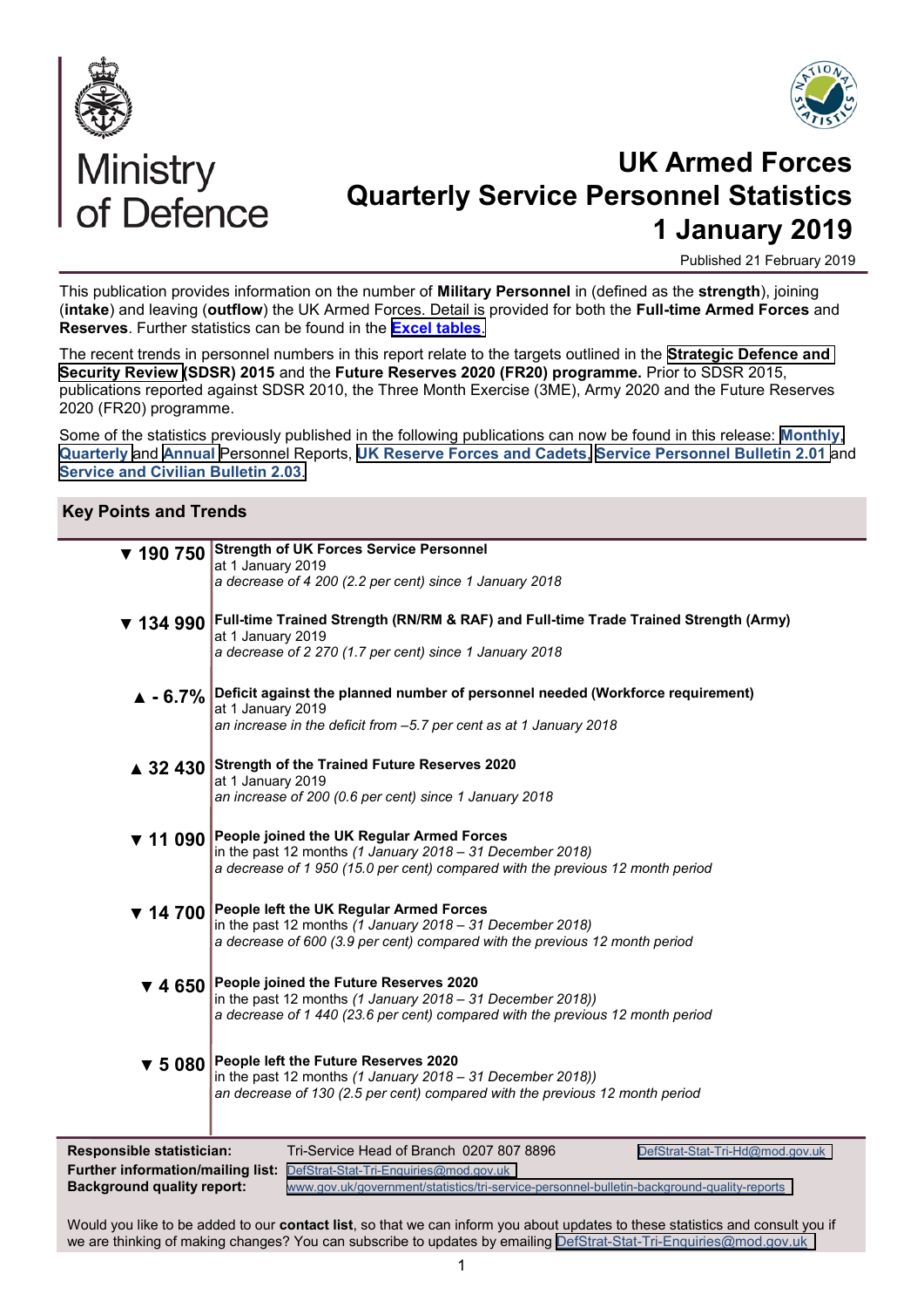Ministry of Defence

# UK Armed Forces Quarterly Service Personnel Statistics 1 January 2019

Published 21 February 2019

This publication provides information on the number of **Military Personnel** in (defined as the **strength**), joining (**intake**) and leaving (**outflow**) the UK Armed Forces. Detail is provided for both the **Full-time Armed Forces** and **Reserves**. Further statistics can be found in the **Excel tables**.

The recent trends in personnel numbers in this report relate to the targets outlined in the **Strategic Defence and Security Review (SDSR) 2015** and the **Future Reserves 2020 (FR20) programme.** Prior to SDSR 2015, publications reported against SDSR 2010, the Three Month Exercise (3ME), Army 2020 and the Future Reserves 2020 (FR20) programme.

Some of the statistics previously published in the following publications can now be found in this release: **Monthly**, **Quarterly** and **Annual** Personnel Reports, **UK Reserve Forces and Cadets**, **Service Personnel Bulletin 2.01** and **Service and Civilian Bulletin 2.03**.

## Key Points and Trends

**▼ 190 750** — **Strength of UK Forces Service Personnel**
at 1 January 2019
*a decrease of 4 200 (2.2 per cent) since 1 January 2018*

**▼ 134 990** — **Full-time Trained Strength (RN/RM & RAF) and Full-time Trade Trained Strength (Army)**
at 1 January 2019
*a decrease of 2 270 (1.7 per cent) since 1 January 2018*

**▲ - 6.7%** — **Deficit against the planned number of personnel needed (Workforce requirement)**
at 1 January 2019
*an increase in the deficit from –5.7 per cent as at 1 January 2018*

**▲ 32 430** — **Strength of the Trained Future Reserves 2020**
at 1 January 2019
*an increase of 200 (0.6 per cent) since 1 January 2018*

**▼ 11 090** — **People joined the UK Regular Armed Forces**
in the past 12 months *(1 January 2018 – 31 December 2018)*
*a decrease of 1 950 (15.0 per cent) compared with the previous 12 month period*

**▼ 14 700** — **People left the UK Regular Armed Forces**
in the past 12 months *(1 January 2018 – 31 December 2018)*
*a decrease of 600 (3.9 per cent) compared with the previous 12 month period*

**▼ 4 650** — **People joined the Future Reserves 2020**
in the past 12 months *(1 January 2018 – 31 December 2018))*
*a decrease of 1 440 (23.6 per cent) compared with the previous 12 month period*

**▼ 5 080** — **People left the Future Reserves 2020**
in the past 12 months *(1 January 2018 – 31 December 2018))*
*an decrease of 130 (2.5 per cent) compared with the previous 12 month period*

**Responsible statistician:** Tri-Service Head of Branch 0207 807 8896 DefStrat-Stat-Tri-Hd@mod.gov.uk
**Further information/mailing list:** DefStrat-Stat-Tri-Enquiries@mod.gov.uk
**Background quality report:** www.gov.uk/government/statistics/tri-service-personnel-bulletin-background-quality-reports

Would you like to be added to our **contact list**, so that we can inform you about updates to these statistics and consult you if we are thinking of making changes? You can subscribe to updates by emailing DefStrat-Stat-Tri-Enquiries@mod.gov.uk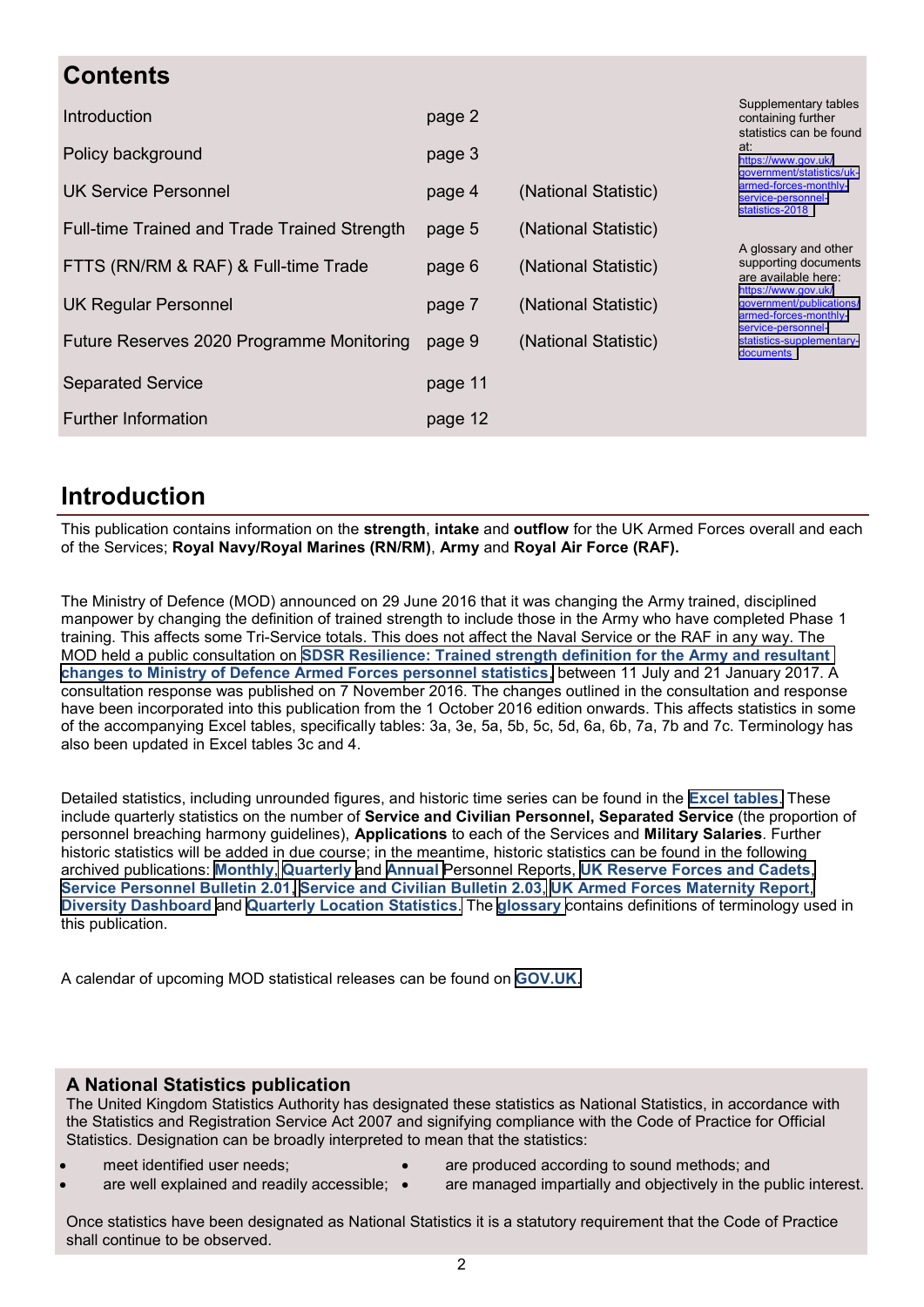## Contents

| | | |
|---|---|---|
| Introduction | page 2 | |
| Policy background | page 3 | |
| UK Service Personnel | page 4 | (National Statistic) |
| Full-time Trained and Trade Trained Strength | page 5 | (National Statistic) |
| FTTS (RN/RM & RAF) & Full-time Trade | page 6 | (National Statistic) |
| UK Regular Personnel | page 7 | (National Statistic) |
| Future Reserves 2020 Programme Monitoring | page 9 | (National Statistic) |
| Separated Service | page 11 | |
| Further Information | page 12 | |

Supplementary tables containing further statistics can be found at: https://www.gov.uk/government/statistics/uk-armed-forces-monthly-service-personnel-statistics-2018

A glossary and other supporting documents are available here: https://www.gov.uk/government/publications/armed-forces-monthly-service-personnel-statistics-supplementary-documents

# Introduction

This publication contains information on the **strength**, **intake** and **outflow** for the UK Armed Forces overall and each of the Services; **Royal Navy/Royal Marines (RN/RM)**, **Army** and **Royal Air Force (RAF).**

The Ministry of Defence (MOD) announced on 29 June 2016 that it was changing the Army trained, disciplined manpower by changing the definition of trained strength to include those in the Army who have completed Phase 1 training. This affects some Tri-Service totals. This does not affect the Naval Service or the RAF in any way. The MOD held a public consultation on **SDSR Resilience: Trained strength definition for the Army and resultant changes to Ministry of Defence Armed Forces personnel statistics** between 11 July and 21 January 2017. A consultation response was published on 7 November 2016. The changes outlined in the consultation and response have been incorporated into this publication from the 1 October 2016 edition onwards. This affects statistics in some of the accompanying Excel tables, specifically tables: 3a, 3e, 5a, 5b, 5c, 5d, 6a, 6b, 7a, 7b and 7c. Terminology has also been updated in Excel tables 3c and 4.

Detailed statistics, including unrounded figures, and historic time series can be found in the **Excel tables**. These include quarterly statistics on the number of **Service and Civilian Personnel, Separated Service** (the proportion of personnel breaching harmony guidelines), **Applications** to each of the Services and **Military Salaries**. Further historic statistics will be added in due course; in the meantime, historic statistics can be found in the following archived publications: **Monthly**, **Quarterly** and **Annual** Personnel Reports, **UK Reserve Forces and Cadets**, **Service Personnel Bulletin 2.01**, **Service and Civilian Bulletin 2.03**, **UK Armed Forces Maternity Report**, **Diversity Dashboard** and **Quarterly Location Statistics**. The **glossary** contains definitions of terminology used in this publication.

A calendar of upcoming MOD statistical releases can be found on **GOV.UK**.

### A National Statistics publication

The United Kingdom Statistics Authority has designated these statistics as National Statistics, in accordance with the Statistics and Registration Service Act 2007 and signifying compliance with the Code of Practice for Official Statistics. Designation can be broadly interpreted to mean that the statistics:

- meet identified user needs;
- are well explained and readily accessible;
- are produced according to sound methods; and
- are managed impartially and objectively in the public interest.

Once statistics have been designated as National Statistics it is a statutory requirement that the Code of Practice shall continue to be observed.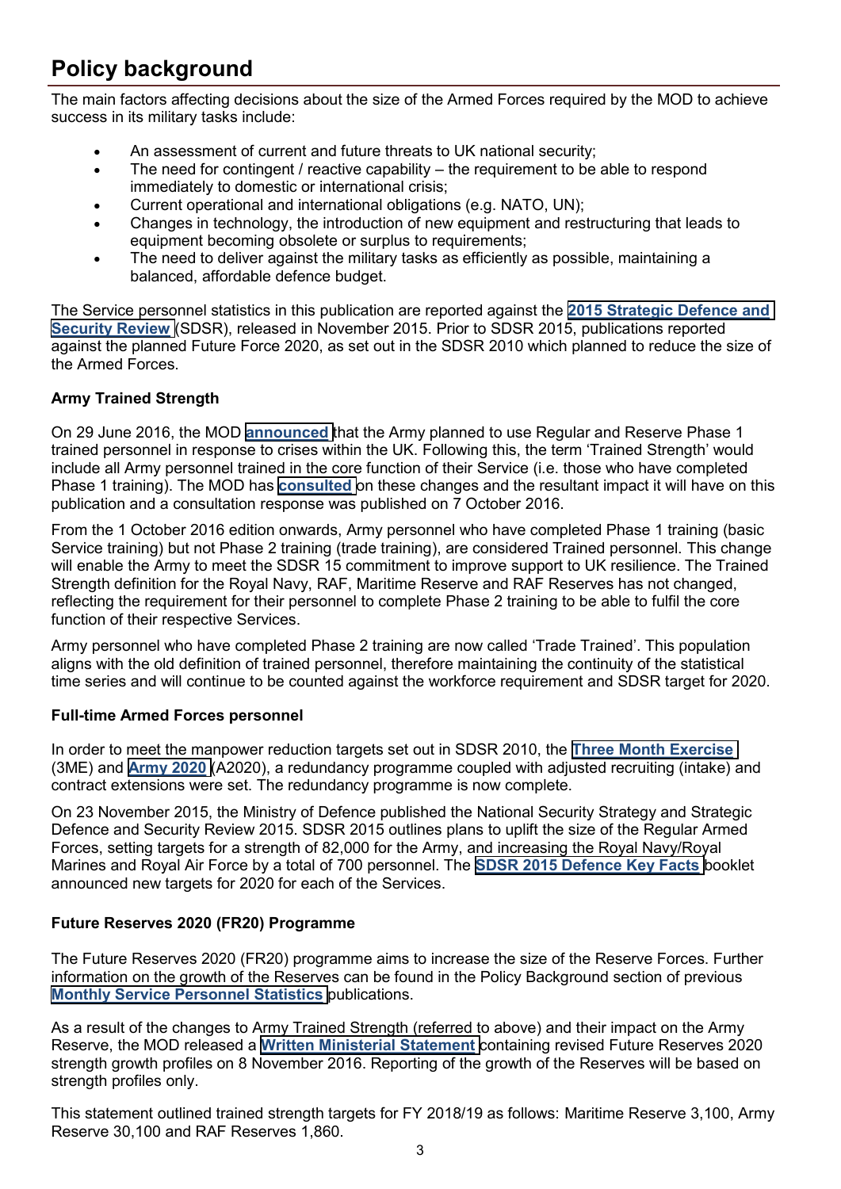## Policy background

The main factors affecting decisions about the size of the Armed Forces required by the MOD to achieve success in its military tasks include:

- An assessment of current and future threats to UK national security;
- The need for contingent / reactive capability – the requirement to be able to respond immediately to domestic or international crisis;
- Current operational and international obligations (e.g. NATO, UN);
- Changes in technology, the introduction of new equipment and restructuring that leads to equipment becoming obsolete or surplus to requirements;
- The need to deliver against the military tasks as efficiently as possible, maintaining a balanced, affordable defence budget.

The Service personnel statistics in this publication are reported against the **2015 Strategic Defence and Security Review** (SDSR), released in November 2015. Prior to SDSR 2015, publications reported against the planned Future Force 2020, as set out in the SDSR 2010 which planned to reduce the size of the Armed Forces.

**Army Trained Strength**

On 29 June 2016, the MOD **announced** that the Army planned to use Regular and Reserve Phase 1 trained personnel in response to crises within the UK. Following this, the term 'Trained Strength' would include all Army personnel trained in the core function of their Service (i.e. those who have completed Phase 1 training). The MOD has **consulted** on these changes and the resultant impact it will have on this publication and a consultation response was published on 7 October 2016.

From the 1 October 2016 edition onwards, Army personnel who have completed Phase 1 training (basic Service training) but not Phase 2 training (trade training), are considered Trained personnel. This change will enable the Army to meet the SDSR 15 commitment to improve support to UK resilience. The Trained Strength definition for the Royal Navy, RAF, Maritime Reserve and RAF Reserves has not changed, reflecting the requirement for their personnel to complete Phase 2 training to be able to fulfil the core function of their respective Services.

Army personnel who have completed Phase 2 training are now called 'Trade Trained'. This population aligns with the old definition of trained personnel, therefore maintaining the continuity of the statistical time series and will continue to be counted against the workforce requirement and SDSR target for 2020.

**Full-time Armed Forces personnel**

In order to meet the manpower reduction targets set out in SDSR 2010, the **Three Month Exercise** (3ME) and **Army 2020** (A2020), a redundancy programme coupled with adjusted recruiting (intake) and contract extensions were set. The redundancy programme is now complete.

On 23 November 2015, the Ministry of Defence published the National Security Strategy and Strategic Defence and Security Review 2015. SDSR 2015 outlines plans to uplift the size of the Regular Armed Forces, setting targets for a strength of 82,000 for the Army, and increasing the Royal Navy/Royal Marines and Royal Air Force by a total of 700 personnel. The **SDSR 2015 Defence Key Facts** booklet announced new targets for 2020 for each of the Services.

**Future Reserves 2020 (FR20) Programme**

The Future Reserves 2020 (FR20) programme aims to increase the size of the Reserve Forces. Further information on the growth of the Reserves can be found in the Policy Background section of previous **Monthly Service Personnel Statistics** publications.

As a result of the changes to Army Trained Strength (referred to above) and their impact on the Army Reserve, the MOD released a **Written Ministerial Statement** containing revised Future Reserves 2020 strength growth profiles on 8 November 2016. Reporting of the growth of the Reserves will be based on strength profiles only.

This statement outlined trained strength targets for FY 2018/19 as follows: Maritime Reserve 3,100, Army Reserve 30,100 and RAF Reserves 1,860.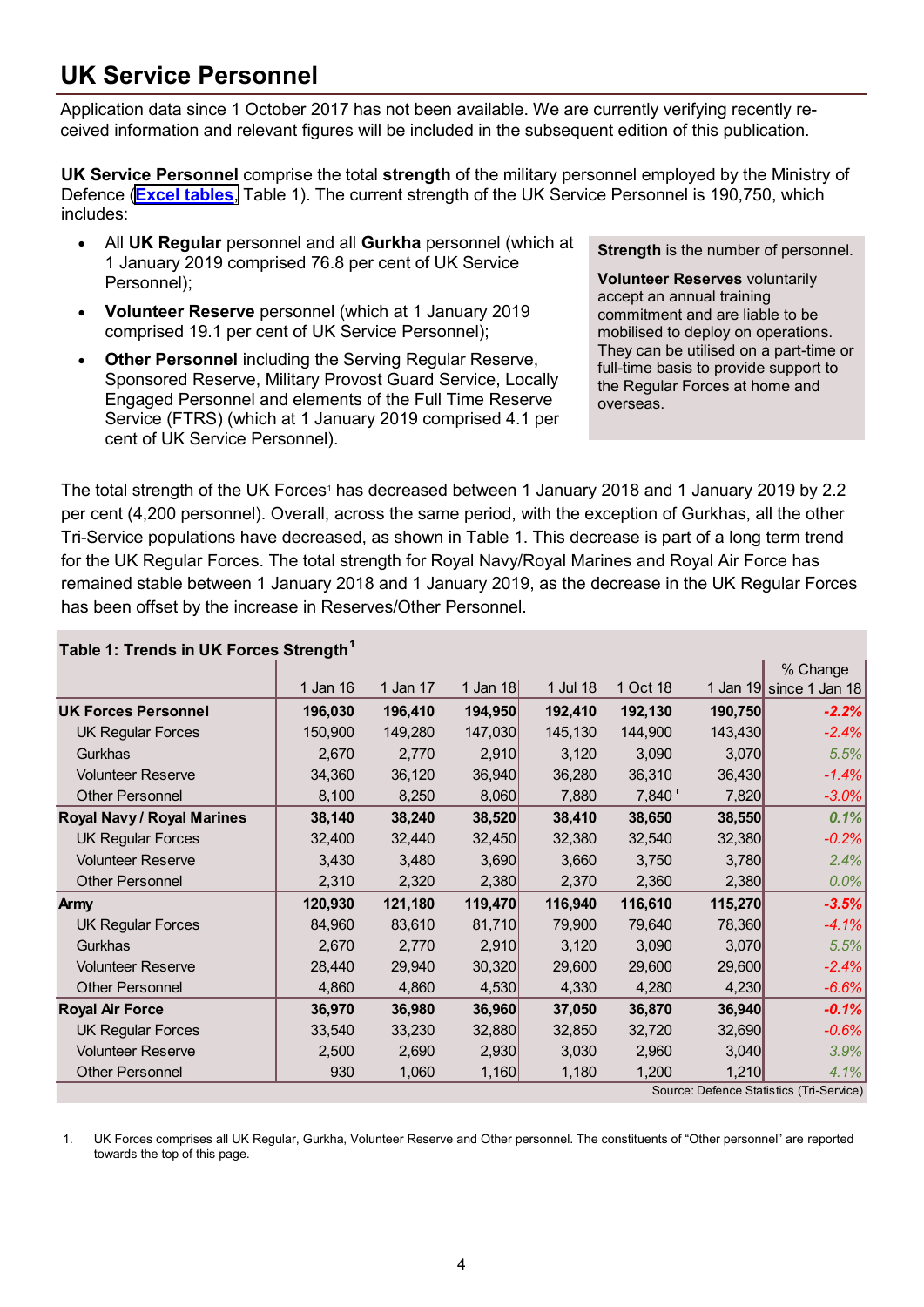# UK Service Personnel

Application data since 1 October 2017 has not been available. We are currently verifying recently received information and relevant figures will be included in the subsequent edition of this publication.

**UK Service Personnel** comprise the total **strength** of the military personnel employed by the Ministry of Defence (**Excel tables**, Table 1). The current strength of the UK Service Personnel is 190,750, which includes:

- All **UK Regular** personnel and all **Gurkha** personnel (which at 1 January 2019 comprised 76.8 per cent of UK Service Personnel);
- **Volunteer Reserve** personnel (which at 1 January 2019 comprised 19.1 per cent of UK Service Personnel);
- **Other Personnel** including the Serving Regular Reserve, Sponsored Reserve, Military Provost Guard Service, Locally Engaged Personnel and elements of the Full Time Reserve Service (FTRS) (which at 1 January 2019 comprised 4.1 per cent of UK Service Personnel).

**Strength** is the number of personnel.

**Volunteer Reserves** voluntarily accept an annual training commitment and are liable to be mobilised to deploy on operations. They can be utilised on a part-time or full-time basis to provide support to the Regular Forces at home and overseas.

The total strength of the UK Forces[1] has decreased between 1 January 2018 and 1 January 2019 by 2.2 per cent (4,200 personnel). Overall, across the same period, with the exception of Gurkhas, all the other Tri-Service populations have decreased, as shown in Table 1. This decrease is part of a long term trend for the UK Regular Forces. The total strength for Royal Navy/Royal Marines and Royal Air Force has remained stable between 1 January 2018 and 1 January 2019, as the decrease in the UK Regular Forces has been offset by the increase in Reserves/Other Personnel.

**Table 1: Trends in UK Forces Strength[1]**

| | 1 Jan 16 | 1 Jan 17 | 1 Jan 18 | 1 Jul 18 | 1 Oct 18 | 1 Jan 19 | % Change since 1 Jan 18 |
|---|---|---|---|---|---|---|---|
| **UK Forces Personnel** | **196,030** | **196,410** | **194,950** | **192,410** | **192,130** | **190,750** | ***-2.2%*** |
| UK Regular Forces | 150,900 | 149,280 | 147,030 | 145,130 | 144,900 | 143,430 | *-2.4%* |
| Gurkhas | 2,670 | 2,770 | 2,910 | 3,120 | 3,090 | 3,070 | *5.5%* |
| Volunteer Reserve | 34,360 | 36,120 | 36,940 | 36,280 | 36,310 | 36,430 | *-1.4%* |
| Other Personnel | 8,100 | 8,250 | 8,060 | 7,880 | 7,840 r | 7,820 | *-3.0%* |
| **Royal Navy / Royal Marines** | **38,140** | **38,240** | **38,520** | **38,410** | **38,650** | **38,550** | ***0.1%*** |
| UK Regular Forces | 32,400 | 32,440 | 32,450 | 32,380 | 32,540 | 32,380 | *-0.2%* |
| Volunteer Reserve | 3,430 | 3,480 | 3,690 | 3,660 | 3,750 | 3,780 | *2.4%* |
| Other Personnel | 2,310 | 2,320 | 2,380 | 2,370 | 2,360 | 2,380 | *0.0%* |
| **Army** | **120,930** | **121,180** | **119,470** | **116,940** | **116,610** | **115,270** | ***-3.5%*** |
| UK Regular Forces | 84,960 | 83,610 | 81,710 | 79,900 | 79,640 | 78,360 | *-4.1%* |
| Gurkhas | 2,670 | 2,770 | 2,910 | 3,120 | 3,090 | 3,070 | *5.5%* |
| Volunteer Reserve | 28,440 | 29,940 | 30,320 | 29,600 | 29,600 | 29,600 | *-2.4%* |
| Other Personnel | 4,860 | 4,860 | 4,530 | 4,330 | 4,280 | 4,230 | *-6.6%* |
| **Royal Air Force** | **36,970** | **36,980** | **36,960** | **37,050** | **36,870** | **36,940** | ***-0.1%*** |
| UK Regular Forces | 33,540 | 33,230 | 32,880 | 32,850 | 32,720 | 32,690 | *-0.6%* |
| Volunteer Reserve | 2,500 | 2,690 | 2,930 | 3,030 | 2,960 | 3,040 | *3.9%* |
| Other Personnel | 930 | 1,060 | 1,160 | 1,180 | 1,200 | 1,210 | *4.1%* |

Source: Defence Statistics (Tri-Service)

1. UK Forces comprises all UK Regular, Gurkha, Volunteer Reserve and Other personnel. The constituents of "Other personnel" are reported towards the top of this page.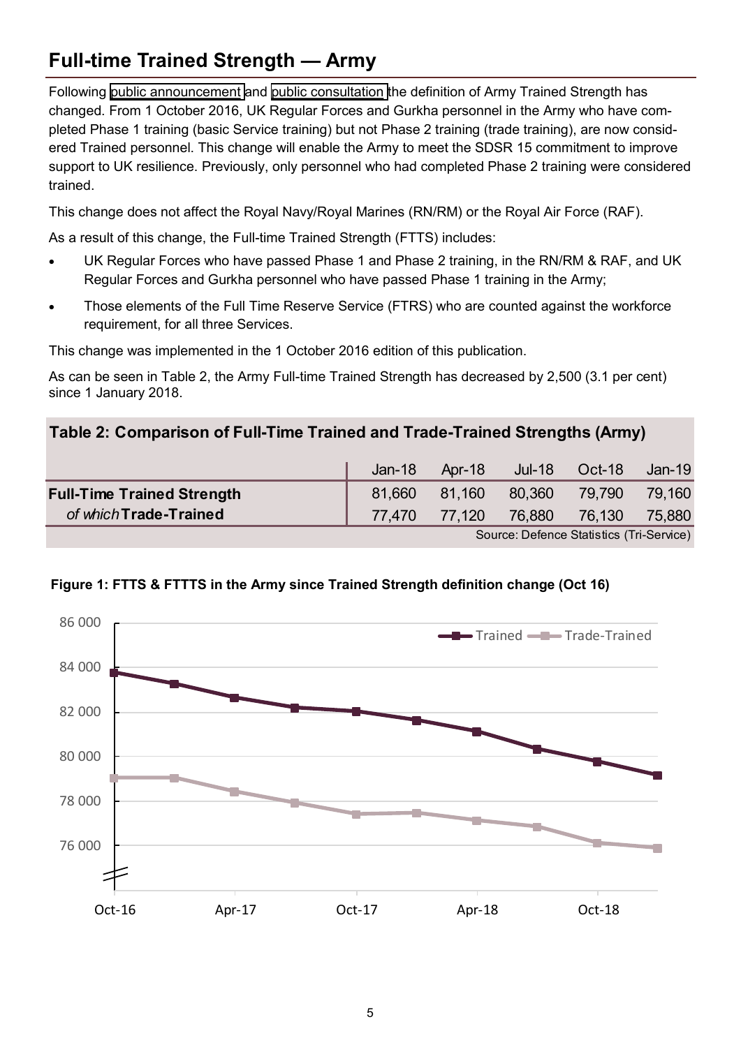## Full-time Trained Strength — Army

Following public announcement and public consultation the definition of Army Trained Strength has changed. From 1 October 2016, UK Regular Forces and Gurkha personnel in the Army who have completed Phase 1 training (basic Service training) but not Phase 2 training (trade training), are now considered Trained personnel. This change will enable the Army to meet the SDSR 15 commitment to improve support to UK resilience. Previously, only personnel who had completed Phase 2 training were considered trained.

This change does not affect the Royal Navy/Royal Marines (RN/RM) or the Royal Air Force (RAF).

As a result of this change, the Full-time Trained Strength (FTTS) includes:

- UK Regular Forces who have passed Phase 1 and Phase 2 training, in the RN/RM & RAF, and UK Regular Forces and Gurkha personnel who have passed Phase 1 training in the Army;
- Those elements of the Full Time Reserve Service (FTRS) who are counted against the workforce requirement, for all three Services.

This change was implemented in the 1 October 2016 edition of this publication.

As can be seen in Table 2, the Army Full-time Trained Strength has decreased by 2,500 (3.1 per cent) since 1 January 2018.

**Table 2: Comparison of Full-Time Trained and Trade-Trained Strengths (Army)**

| | Jan-18 | Apr-18 | Jul-18 | Oct-18 | Jan-19 |
|---|---|---|---|---|---|
| **Full-Time Trained Strength** | 81,660 | 81,160 | 80,360 | 79,790 | 79,160 |
| *of which* **Trade-Trained** | 77,470 | 77,120 | 76,880 | 76,130 | 75,880 |

Source: Defence Statistics (Tri-Service)

**Figure 1: FTTS & FTTTS in the Army since Trained Strength definition change (Oct 16)**

86 000
84 000
82 000
80 000
78 000
76 000

Trained — Trade-Trained

Oct-16 Apr-17 Oct-17 Apr-18 Oct-18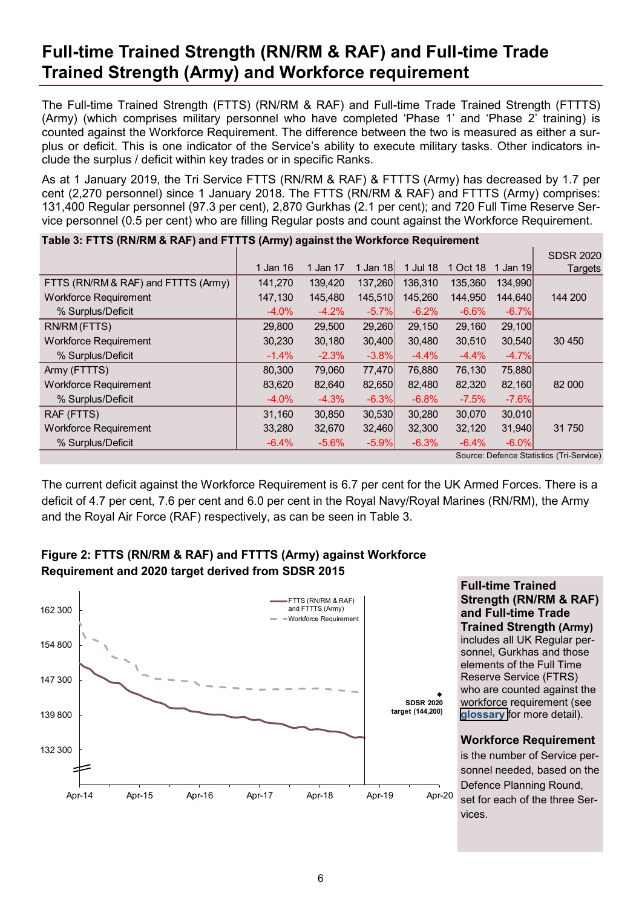# Full-time Trained Strength (RN/RM & RAF) and Full-time Trade Trained Strength (Army) and Workforce requirement

The Full-time Trained Strength (FTTS) (RN/RM & RAF) and Full-time Trade Trained Strength (FTTTS) (Army) (which comprises military personnel who have completed 'Phase 1' and 'Phase 2' training) is counted against the Workforce Requirement. The difference between the two is measured as either a surplus or deficit. This is one indicator of the Service's ability to execute military tasks. Other indicators include the surplus / deficit within key trades or in specific Ranks.

As at 1 January 2019, the Tri Service FTTS (RN/RM & RAF) & FTTTS (Army) has decreased by 1.7 per cent (2,270 personnel) since 1 January 2018. The FTTS (RN/RM & RAF) and FTTTS (Army) comprises: 131,400 Regular personnel (97.3 per cent), 2,870 Gurkhas (2.1 per cent); and 720 Full Time Reserve Service personnel (0.5 per cent) who are filling Regular posts and count against the Workforce Requirement.

**Table 3: FTTS (RN/RM & RAF) and FTTTS (Army) against the Workforce Requirement**

| | 1 Jan 16 | 1 Jan 17 | 1 Jan 18 | 1 Jul 18 | 1 Oct 18 | 1 Jan 19 | SDSR 2020 Targets |
|---|---|---|---|---|---|---|---|
| FTTS (RN/RM & RAF) and FTTTS (Army) | 141,270 | 139,420 | 137,260 | 136,310 | 135,360 | 134,990 | |
| Workforce Requirement | 147,130 | 145,480 | 145,510 | 145,260 | 144,950 | 144,640 | 144 200 |
| % Surplus/Deficit | -4.0% | -4.2% | -5.7% | -6.2% | -6.6% | -6.7% | |
| RN/RM (FTTS) | 29,800 | 29,500 | 29,260 | 29,150 | 29,160 | 29,100 | |
| Workforce Requirement | 30,230 | 30,180 | 30,400 | 30,480 | 30,510 | 30,540 | 30 450 |
| % Surplus/Deficit | -1.4% | -2.3% | -3.8% | -4.4% | -4.4% | -4.7% | |
| Army (FTTTS) | 80,300 | 79,060 | 77,470 | 76,880 | 76,130 | 75,880 | |
| Workforce Requirement | 83,620 | 82,640 | 82,650 | 82,480 | 82,320 | 82,160 | 82 000 |
| % Surplus/Deficit | -4.0% | -4.3% | -6.3% | -6.8% | -7.5% | -7.6% | |
| RAF (FTTS) | 31,160 | 30,850 | 30,530 | 30,280 | 30,070 | 30,010 | |
| Workforce Requirement | 33,280 | 32,670 | 32,460 | 32,300 | 32,120 | 31,940 | 31 750 |
| % Surplus/Deficit | -6.4% | -5.6% | -5.9% | -6.3% | -6.4% | -6.0% | |

Source: Defence Statistics (Tri-Service)

The current deficit against the Workforce Requirement is 6.7 per cent for the UK Armed Forces. There is a deficit of 4.7 per cent, 7.6 per cent and 6.0 per cent in the Royal Navy/Royal Marines (RN/RM), the Army and the Royal Air Force (RAF) respectively, as can be seen in Table 3.

**Figure 2: FTTS (RN/RM & RAF) and FTTTS (Army) against Workforce Requirement and 2020 target derived from SDSR 2015**

**Full-time Trained Strength (RN/RM & RAF) and Full-time Trade Trained Strength (Army)** includes all UK Regular personnel, Gurkhas and those elements of the Full Time Reserve Service (FTRS) who are counted against the workforce requirement (see glossary for more detail).

**Workforce Requirement** is the number of Service personnel needed, based on the Defence Planning Round, set for each of the three Services.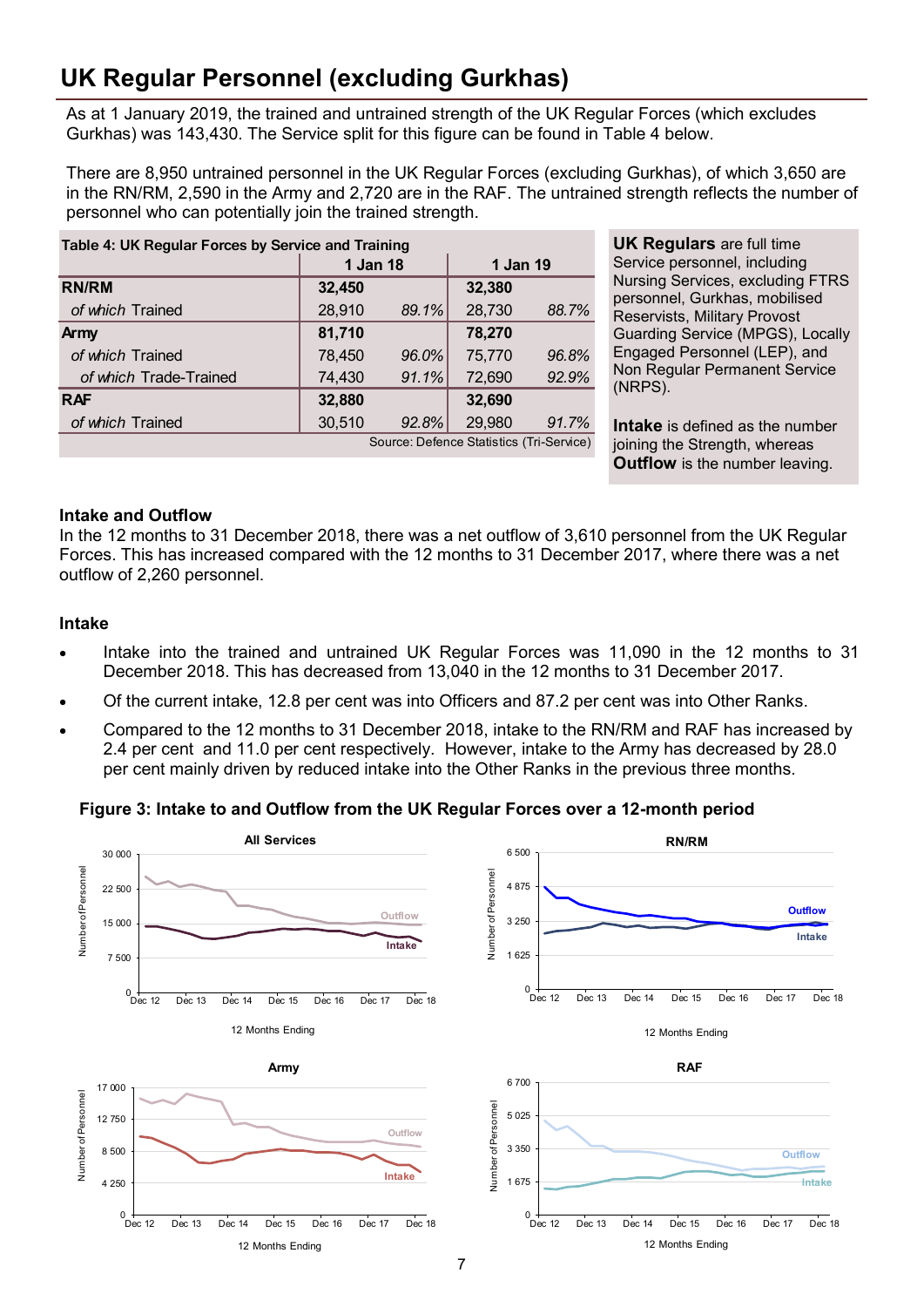# UK Regular Personnel (excluding Gurkhas)

As at 1 January 2019, the trained and untrained strength of the UK Regular Forces (which excludes Gurkhas) was 143,430. The Service split for this figure can be found in Table 4 below.

There are 8,950 untrained personnel in the UK Regular Forces (excluding Gurkhas), of which 3,650 are in the RN/RM, 2,590 in the Army and 2,720 are in the RAF. The untrained strength reflects the number of personnel who can potentially join the trained strength.

**Table 4: UK Regular Forces by Service and Training**

| | 1 Jan 18 | | 1 Jan 19 | |
|---|---|---|---|---|
| **RN/RM** | **32,450** | | **32,380** | |
| *of which* Trained | 28,910 | *89.1%* | 28,730 | *88.7%* |
| **Army** | **81,710** | | **78,270** | |
| *of which* Trained | 78,450 | *96.0%* | 75,770 | *96.8%* |
| *of which* Trade-Trained | 74,430 | *91.1%* | 72,690 | *92.9%* |
| **RAF** | **32,880** | | **32,690** | |
| *of which* Trained | 30,510 | *92.8%* | 29,980 | *91.7%* |

Source: Defence Statistics (Tri-Service)

**UK Regulars** are full time Service personnel, including Nursing Services, excluding FTRS personnel, Gurkhas, mobilised Reservists, Military Provost Guarding Service (MPGS), Locally Engaged Personnel (LEP), and Non Regular Permanent Service (NRPS).

**Intake** is defined as the number joining the Strength, whereas **Outflow** is the number leaving.

### Intake and Outflow

In the 12 months to 31 December 2018, there was a net outflow of 3,610 personnel from the UK Regular Forces. This has increased compared with the 12 months to 31 December 2017, where there was a net outflow of 2,260 personnel.

### Intake

- Intake into the trained and untrained UK Regular Forces was 11,090 in the 12 months to 31 December 2018. This has decreased from 13,040 in the 12 months to 31 December 2017.
- Of the current intake, 12.8 per cent was into Officers and 87.2 per cent was into Other Ranks.
- Compared to the 12 months to 31 December 2018, intake to the RN/RM and RAF has increased by 2.4 per cent and 11.0 per cent respectively. However, intake to the Army has decreased by 28.0 per cent mainly driven by reduced intake into the Other Ranks in the previous three months.

**Figure 3: Intake to and Outflow from the UK Regular Forces over a 12-month period**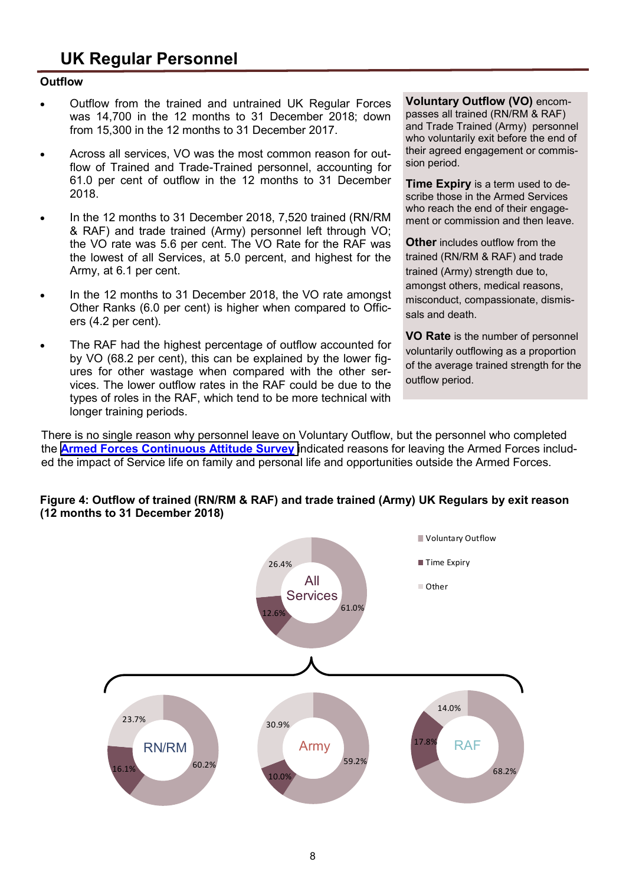## UK Regular Personnel

### Outflow

- Outflow from the trained and untrained UK Regular Forces was 14,700 in the 12 months to 31 December 2018; down from 15,300 in the 12 months to 31 December 2017.
- Across all services, VO was the most common reason for outflow of Trained and Trade-Trained personnel, accounting for 61.0 per cent of outflow in the 12 months to 31 December 2018.
- In the 12 months to 31 December 2018, 7,520 trained (RN/RM & RAF) and trade trained (Army) personnel left through VO; the VO rate was 5.6 per cent. The VO Rate for the RAF was the lowest of all Services, at 5.0 percent, and highest for the Army, at 6.1 per cent.
- In the 12 months to 31 December 2018, the VO rate amongst Other Ranks (6.0 per cent) is higher when compared to Officers (4.2 per cent).
- The RAF had the highest percentage of outflow accounted for by VO (68.2 per cent), this can be explained by the lower figures for other wastage when compared with the other services. The lower outflow rates in the RAF could be due to the types of roles in the RAF, which tend to be more technical with longer training periods.

**Voluntary Outflow (VO)** encompasses all trained (RN/RM & RAF) and Trade Trained (Army) personnel who voluntarily exit before the end of their agreed engagement or commission period.

**Time Expiry** is a term used to describe those in the Armed Services who reach the end of their engagement or commission and then leave.

**Other** includes outflow from the trained (RN/RM & RAF) and trade trained (Army) strength due to, amongst others, medical reasons, misconduct, compassionate, dismissals and death.

**VO Rate** is the number of personnel voluntarily outflowing as a proportion of the average trained strength for the outflow period.

There is no single reason why personnel leave on Voluntary Outflow, but the personnel who completed the **Armed Forces Continuous Attitude Survey** indicated reasons for leaving the Armed Forces included the impact of Service life on family and personal life and opportunities outside the Armed Forces.

**Figure 4: Outflow of trained (RN/RM & RAF) and trade trained (Army) UK Regulars by exit reason (12 months to 31 December 2018)**

| | Voluntary Outflow | Time Expiry | Other |
|---|---|---|---|
| All Services | 61.0% | 12.6% | 26.4% |
| RN/RM | 60.2% | 16.1% | 23.7% |
| Army | 59.2% | 10.0% | 30.9% |
| RAF | 68.2% | 17.8% | 14.0% |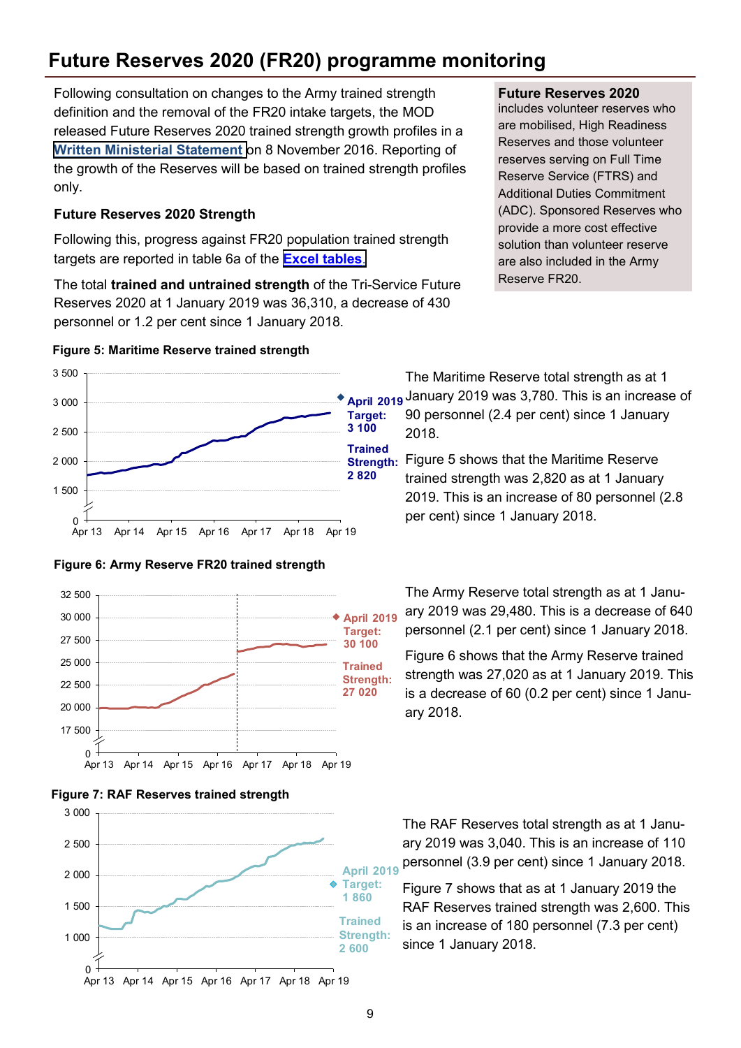# Future Reserves 2020 (FR20) programme monitoring

Following consultation on changes to the Army trained strength definition and the removal of the FR20 intake targets, the MOD released Future Reserves 2020 trained strength growth profiles in a Written Ministerial Statement on 8 November 2016. Reporting of the growth of the Reserves will be based on trained strength profiles only.

**Future Reserves 2020** includes volunteer reserves who are mobilised, High Readiness Reserves and those volunteer reserves serving on Full Time Reserve Service (FTRS) and Additional Duties Commitment (ADC). Sponsored Reserves who provide a more cost effective solution than volunteer reserve are also included in the Army Reserve FR20.

### Future Reserves 2020 Strength

Following this, progress against FR20 population trained strength targets are reported in table 6a of the Excel tables.

The total **trained and untrained strength** of the Tri-Service Future Reserves 2020 at 1 January 2019 was 36,310, a decrease of 430 personnel or 1.2 per cent since 1 January 2018.

**Figure 5: Maritime Reserve trained strength**

April 2019 Target: 3 100

Trained Strength: 2 820

The Maritime Reserve total strength as at 1 January 2019 was 3,780. This is an increase of 90 personnel (2.4 per cent) since 1 January 2018.

Figure 5 shows that the Maritime Reserve trained strength was 2,820 as at 1 January 2019. This is an increase of 80 personnel (2.8 per cent) since 1 January 2018.

**Figure 6: Army Reserve FR20 trained strength**

April 2019 Target: 30 100

Trained Strength: 27 020

The Army Reserve total strength as at 1 January 2019 was 29,480. This is a decrease of 640 personnel (2.1 per cent) since 1 January 2018.

Figure 6 shows that the Army Reserve trained strength was 27,020 as at 1 January 2019. This is a decrease of 60 (0.2 per cent) since 1 January 2018.

**Figure 7: RAF Reserves trained strength**

April 2019 Target: 1 860

Trained Strength: 2 600

The RAF Reserves total strength as at 1 January 2019 was 3,040. This is an increase of 110 personnel (3.9 per cent) since 1 January 2018.

Figure 7 shows that as at 1 January 2019 the RAF Reserves trained strength was 2,600. This is an increase of 180 personnel (7.3 per cent) since 1 January 2018.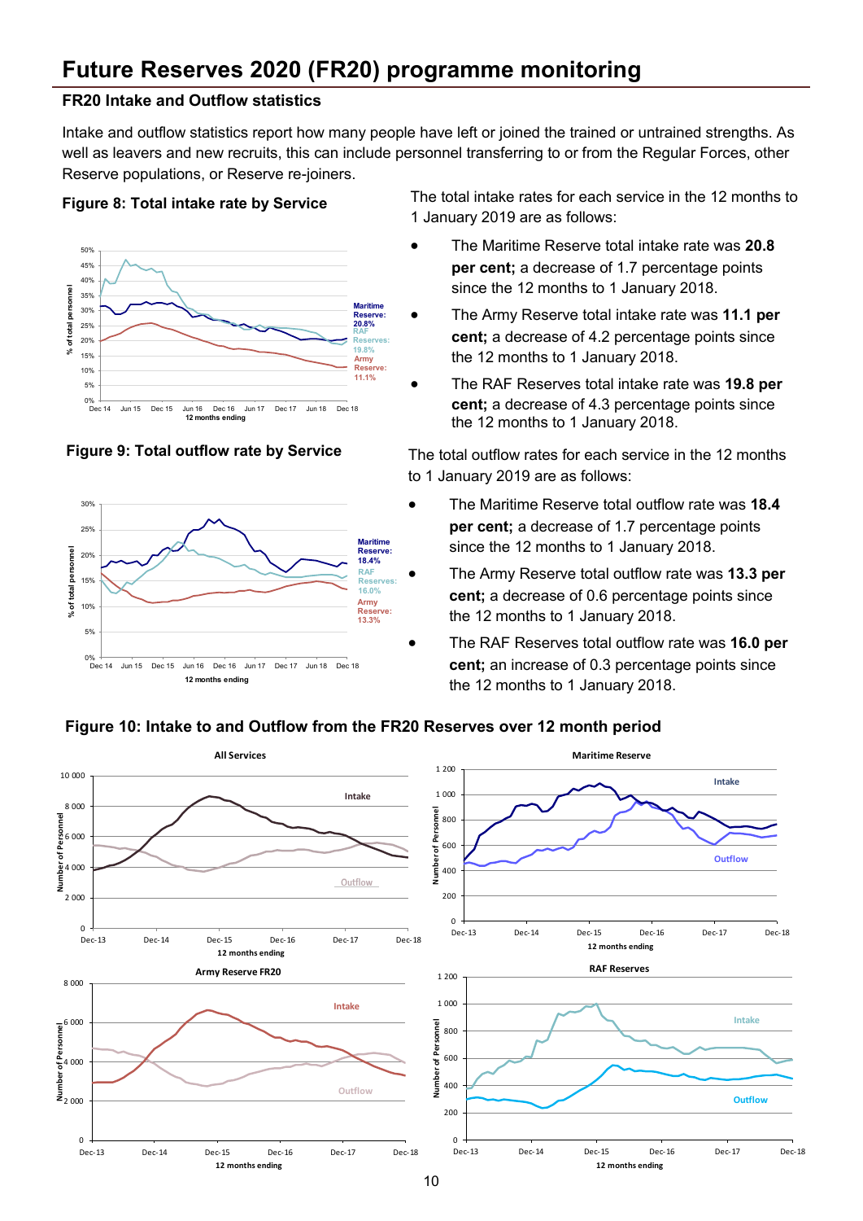# Future Reserves 2020 (FR20) programme monitoring

## FR20 Intake and Outflow statistics

Intake and outflow statistics report how many people have left or joined the trained or untrained strengths. As well as leavers and new recruits, this can include personnel transferring to or from the Regular Forces, other Reserve populations, or Reserve re-joiners.

### Figure 8: Total intake rate by Service

The total intake rates for each service in the 12 months to 1 January 2019 are as follows:

- The Maritime Reserve total intake rate was **20.8 per cent;** a decrease of 1.7 percentage points since the 12 months to 1 January 2018.
- The Army Reserve total intake rate was **11.1 per cent;** a decrease of 4.2 percentage points since the 12 months to 1 January 2018.
- The RAF Reserves total intake rate was **19.8 per cent;** a decrease of 4.3 percentage points since the 12 months to 1 January 2018.

### Figure 9: Total outflow rate by Service

The total outflow rates for each service in the 12 months to 1 January 2019 are as follows:

- The Maritime Reserve total outflow rate was **18.4 per cent;** a decrease of 1.7 percentage points since the 12 months to 1 January 2018.
- The Army Reserve total outflow rate was **13.3 per cent;** a decrease of 0.6 percentage points since the 12 months to 1 January 2018.
- The RAF Reserves total outflow rate was **16.0 per cent;** an increase of 0.3 percentage points since the 12 months to 1 January 2018.

### Figure 10: Intake to and Outflow from the FR20 Reserves over 12 month period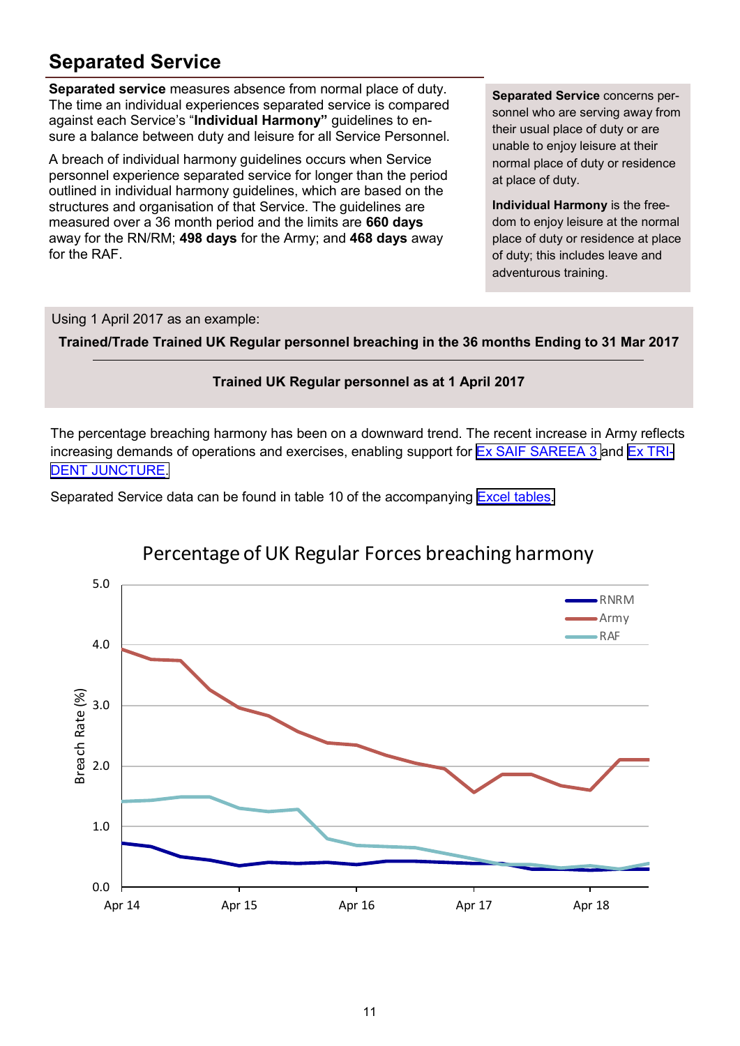## Separated Service

**Separated service** measures absence from normal place of duty. The time an individual experiences separated service is compared against each Service's "**Individual Harmony"** guidelines to ensure a balance between duty and leisure for all Service Personnel.

A breach of individual harmony guidelines occurs when Service personnel experience separated service for longer than the period outlined in individual harmony guidelines, which are based on the structures and organisation of that Service. The guidelines are measured over a 36 month period and the limits are **660 days** away for the RN/RM; **498 days** for the Army; and **468 days** away for the RAF.

**Separated Service** concerns personnel who are serving away from their usual place of duty or are unable to enjoy leisure at their normal place of duty or residence at place of duty.

**Individual Harmony** is the freedom to enjoy leisure at the normal place of duty or residence at place of duty; this includes leave and adventurous training.

Using 1 April 2017 as an example:

$$\frac{\textbf{Trained/Trade Trained UK Regular personnel breaching in the 36 months Ending to 31 Mar 2017}}{\textbf{Trained UK Regular personnel as at 1 April 2017}}$$

The percentage breaching harmony has been on a downward trend. The recent increase in Army reflects increasing demands of operations and exercises, enabling support for Ex SAIF SAREEA 3 and Ex TRIDENT JUNCTURE.

Separated Service data can be found in table 10 of the accompanying Excel tables.

Percentage of UK Regular Forces breaching harmony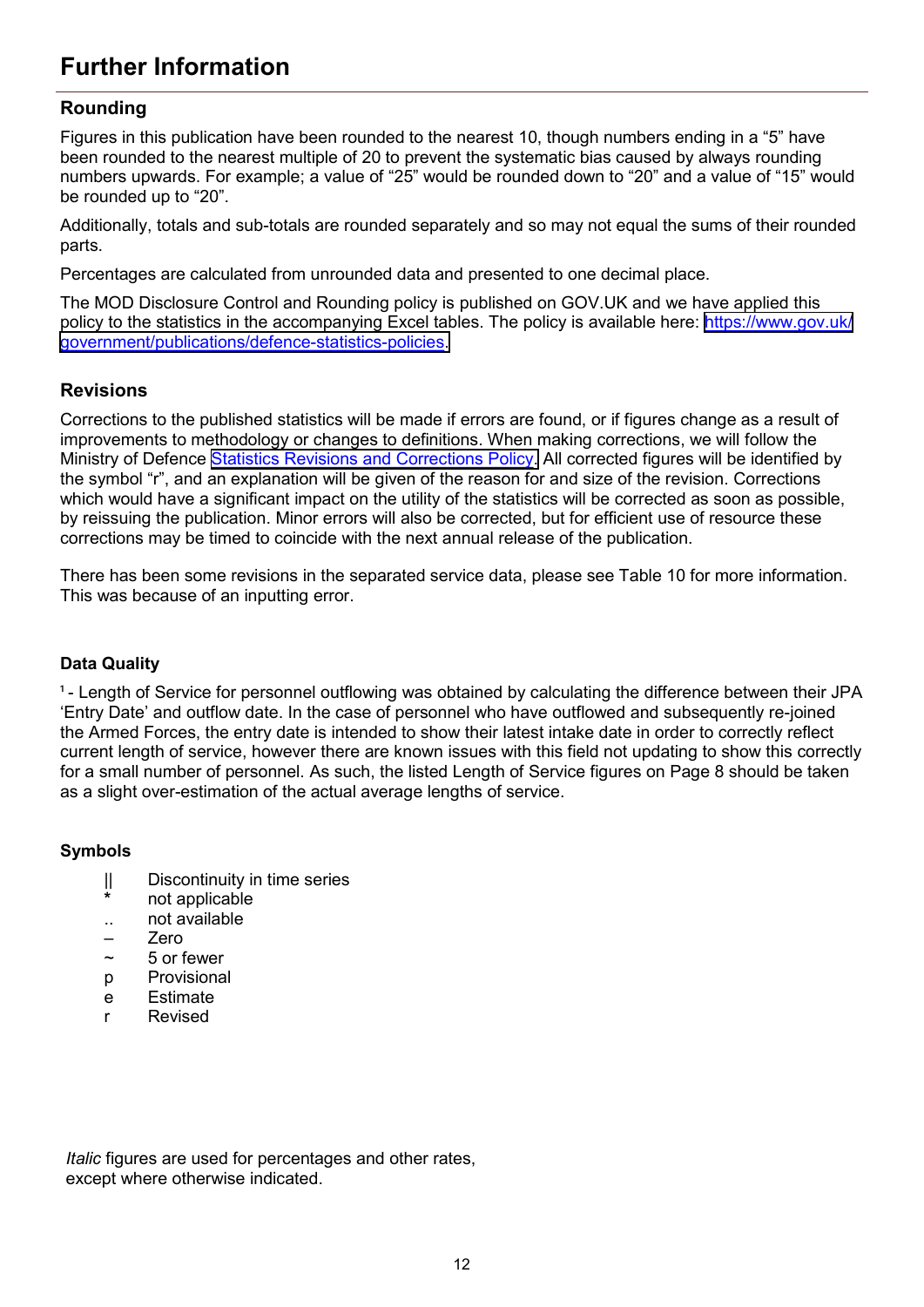# Further Information

## Rounding

Figures in this publication have been rounded to the nearest 10, though numbers ending in a "5" have been rounded to the nearest multiple of 20 to prevent the systematic bias caused by always rounding numbers upwards. For example; a value of "25" would be rounded down to "20" and a value of "15" would be rounded up to "20".

Additionally, totals and sub-totals are rounded separately and so may not equal the sums of their rounded parts.

Percentages are calculated from unrounded data and presented to one decimal place.

The MOD Disclosure Control and Rounding policy is published on GOV.UK and we have applied this policy to the statistics in the accompanying Excel tables. The policy is available here: [https://www.gov.uk/government/publications/defence-statistics-policies](https://www.gov.uk/government/publications/defence-statistics-policies).

## Revisions

Corrections to the published statistics will be made if errors are found, or if figures change as a result of improvements to methodology or changes to definitions. When making corrections, we will follow the Ministry of Defence Statistics Revisions and Corrections Policy. All corrected figures will be identified by the symbol "r", and an explanation will be given of the reason for and size of the revision. Corrections which would have a significant impact on the utility of the statistics will be corrected as soon as possible, by reissuing the publication. Minor errors will also be corrected, but for efficient use of resource these corrections may be timed to coincide with the next annual release of the publication.

There has been some revisions in the separated service data, please see Table 10 for more information. This was because of an inputting error.

### Data Quality

[1] - Length of Service for personnel outflowing was obtained by calculating the difference between their JPA 'Entry Date' and outflow date. In the case of personnel who have outflowed and subsequently re-joined the Armed Forces, the entry date is intended to show their latest intake date in order to correctly reflect current length of service, however there are known issues with this field not updating to show this correctly for a small number of personnel. As such, the listed Length of Service figures on Page 8 should be taken as a slight over-estimation of the actual average lengths of service.

### Symbols

- || Discontinuity in time series
- * not applicable
- .. not available
- – Zero
- ~ 5 or fewer
- p Provisional
- e Estimate
- r Revised

*Italic* figures are used for percentages and other rates, except where otherwise indicated.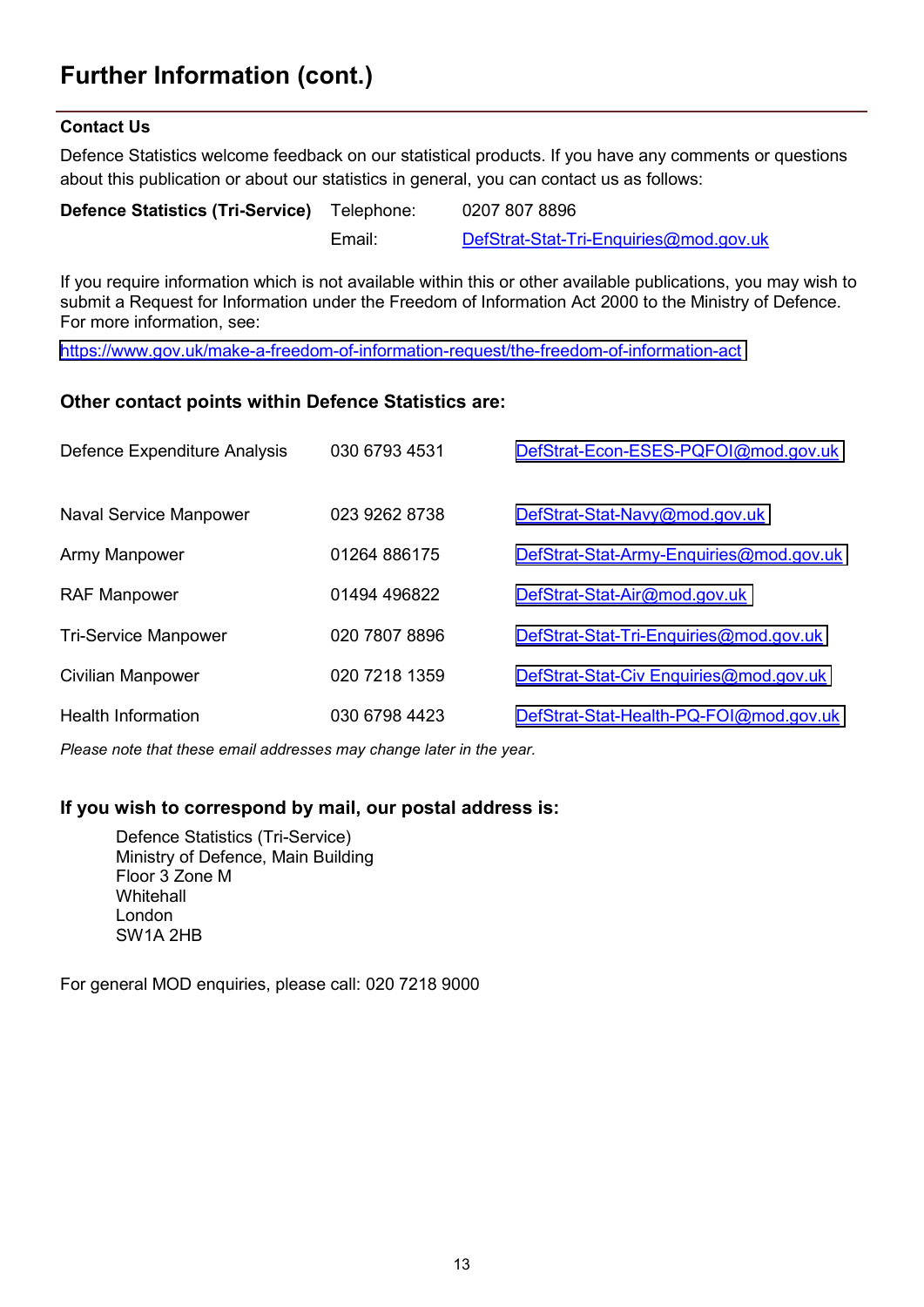# Further Information (cont.)

**Contact Us**

Defence Statistics welcome feedback on our statistical products. If you have any comments or questions about this publication or about our statistics in general, you can contact us as follows:

| | | |
|---|---|---|
| **Defence Statistics (Tri-Service)** | Telephone: | 0207 807 8896 |
| | Email: | DefStrat-Stat-Tri-Enquiries@mod.gov.uk |

If you require information which is not available within this or other available publications, you may wish to submit a Request for Information under the Freedom of Information Act 2000 to the Ministry of Defence. For more information, see:

https://www.gov.uk/make-a-freedom-of-information-request/the-freedom-of-information-act

### Other contact points within Defence Statistics are:

| | | |
|---|---|---|
| Defence Expenditure Analysis | 030 6793 4531 | DefStrat-Econ-ESES-PQFOI@mod.gov.uk |
| Naval Service Manpower | 023 9262 8738 | DefStrat-Stat-Navy@mod.gov.uk |
| Army Manpower | 01264 886175 | DefStrat-Stat-Army-Enquiries@mod.gov.uk |
| RAF Manpower | 01494 496822 | DefStrat-Stat-Air@mod.gov.uk |
| Tri-Service Manpower | 020 7807 8896 | DefStrat-Stat-Tri-Enquiries@mod.gov.uk |
| Civilian Manpower | 020 7218 1359 | DefStrat-Stat-Civ Enquiries@mod.gov.uk |
| Health Information | 030 6798 4423 | DefStrat-Stat-Health-PQ-FOI@mod.gov.uk |

*Please note that these email addresses may change later in the year.*

### If you wish to correspond by mail, our postal address is:

Defence Statistics (Tri-Service)
Ministry of Defence, Main Building
Floor 3 Zone M
Whitehall
London
SW1A 2HB

For general MOD enquiries, please call: 020 7218 9000